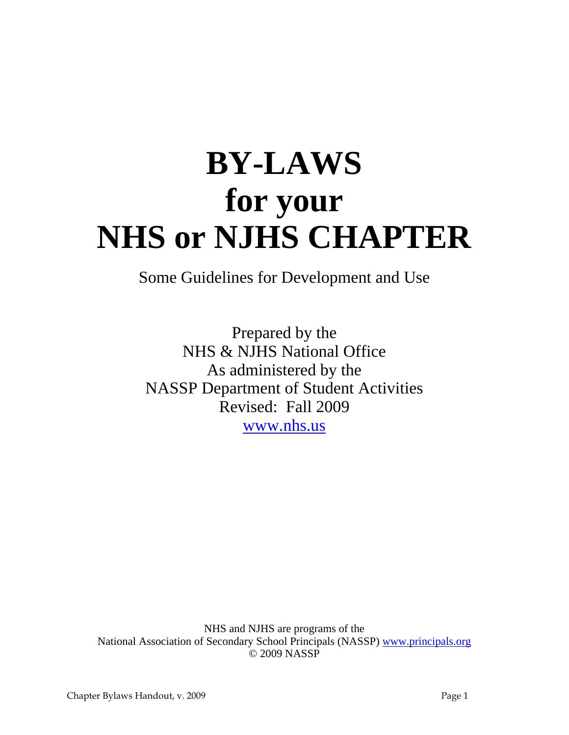# BY-LAWS for your NHS or NJHS CHAPTER

Some Guidelines for Development and Use

Prepared by the
NHS & NJHS National Office
As administered by the
NASSP Department of Student Activities
Revised: Fall 2009
www.nhs.us

NHS and NJHS are programs of the
National Association of Secondary School Principals (NASSP) www.principals.org
© 2009 NASSP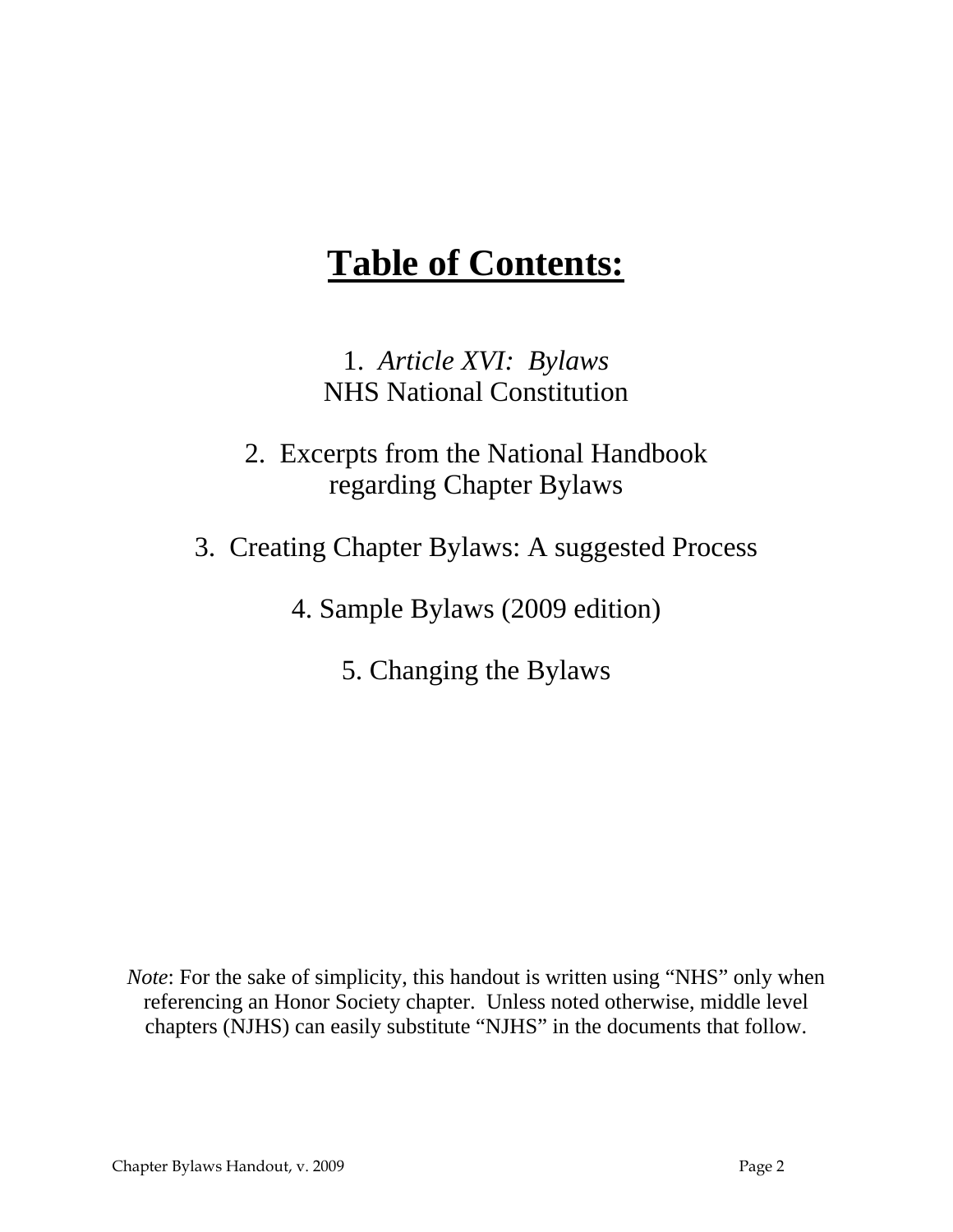# **Table of Contents:**

1. *Article XVI: Bylaws*
NHS National Constitution

2. Excerpts from the National Handbook
regarding Chapter Bylaws

3. Creating Chapter Bylaws: A suggested Process

4. Sample Bylaws (2009 edition)

5. Changing the Bylaws

*Note*: For the sake of simplicity, this handout is written using "NHS" only when referencing an Honor Society chapter. Unless noted otherwise, middle level chapters (NJHS) can easily substitute "NJHS" in the documents that follow.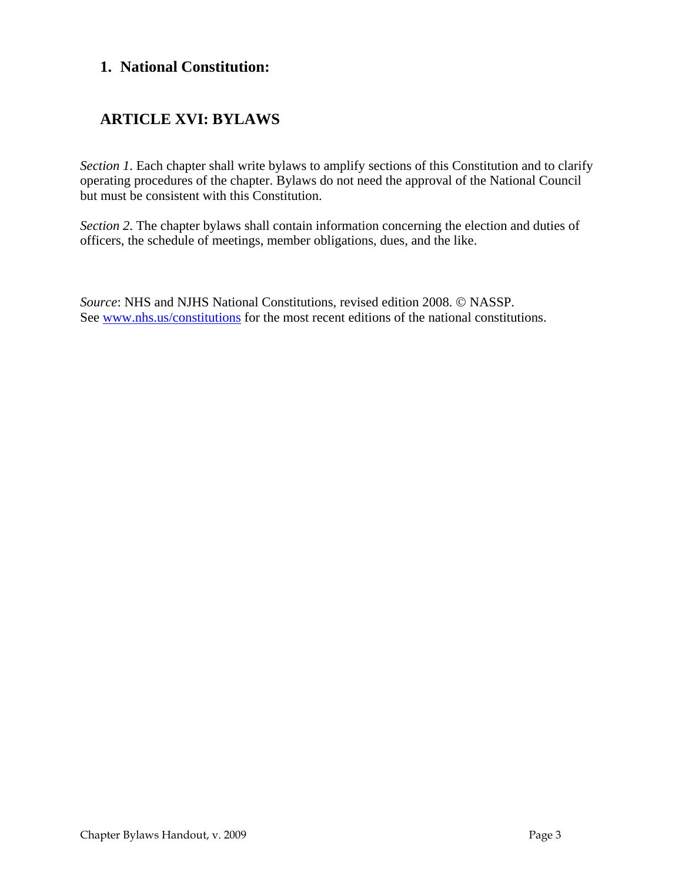## 1. National Constitution:

## ARTICLE XVI: BYLAWS

*Section 1.* Each chapter shall write bylaws to amplify sections of this Constitution and to clarify operating procedures of the chapter. Bylaws do not need the approval of the National Council but must be consistent with this Constitution.

*Section 2.* The chapter bylaws shall contain information concerning the election and duties of officers, the schedule of meetings, member obligations, dues, and the like.

*Source*: NHS and NJHS National Constitutions, revised edition 2008. © NASSP.
See [www.nhs.us/constitutions](www.nhs.us/constitutions) for the most recent editions of the national constitutions.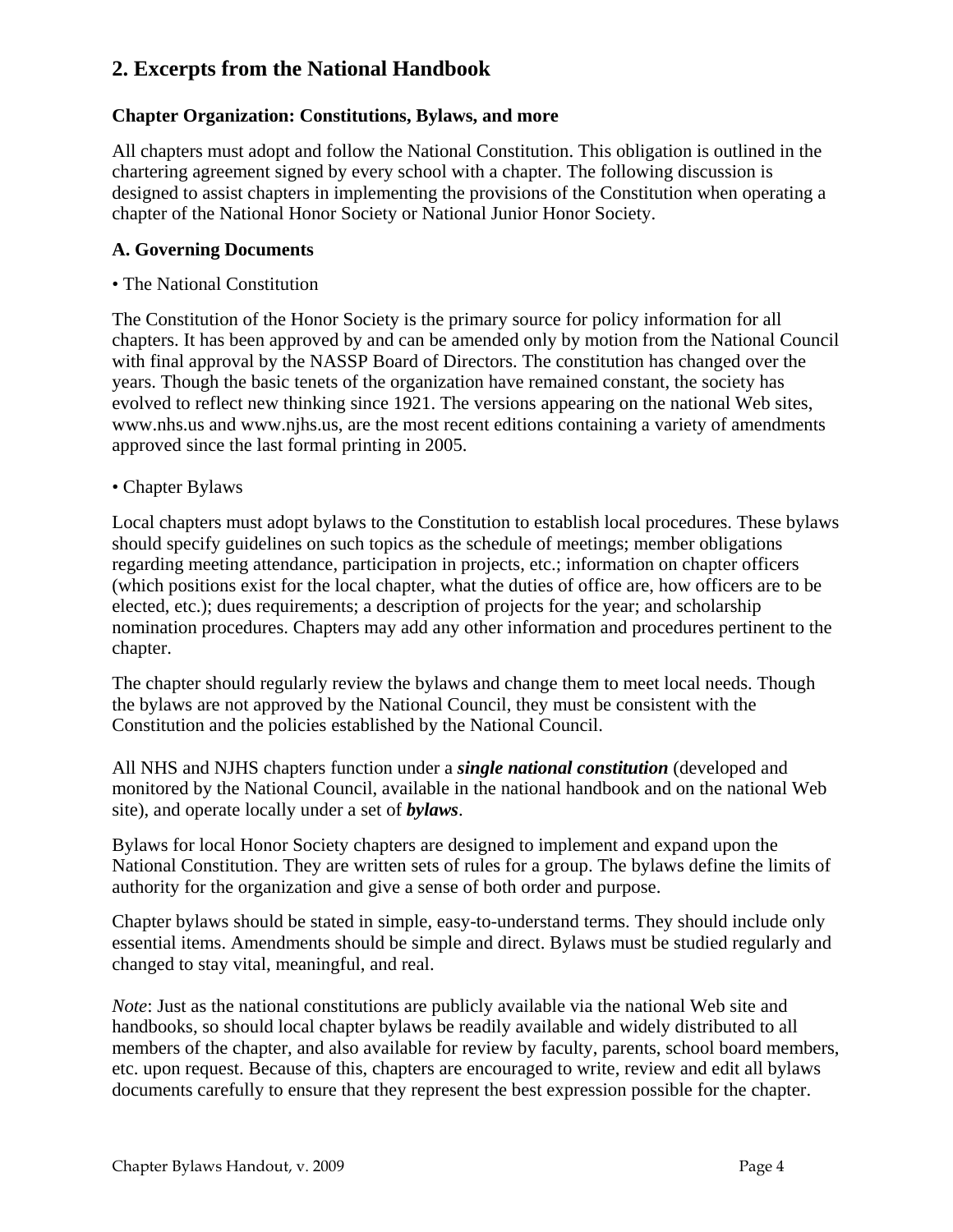## 2. Excerpts from the National Handbook

### Chapter Organization: Constitutions, Bylaws, and more

All chapters must adopt and follow the National Constitution. This obligation is outlined in the chartering agreement signed by every school with a chapter. The following discussion is designed to assist chapters in implementing the provisions of the Constitution when operating a chapter of the National Honor Society or National Junior Honor Society.

### A. Governing Documents

• The National Constitution

The Constitution of the Honor Society is the primary source for policy information for all chapters. It has been approved by and can be amended only by motion from the National Council with final approval by the NASSP Board of Directors. The constitution has changed over the years. Though the basic tenets of the organization have remained constant, the society has evolved to reflect new thinking since 1921. The versions appearing on the national Web sites, www.nhs.us and www.njhs.us, are the most recent editions containing a variety of amendments approved since the last formal printing in 2005.

• Chapter Bylaws

Local chapters must adopt bylaws to the Constitution to establish local procedures. These bylaws should specify guidelines on such topics as the schedule of meetings; member obligations regarding meeting attendance, participation in projects, etc.; information on chapter officers (which positions exist for the local chapter, what the duties of office are, how officers are to be elected, etc.); dues requirements; a description of projects for the year; and scholarship nomination procedures. Chapters may add any other information and procedures pertinent to the chapter.

The chapter should regularly review the bylaws and change them to meet local needs. Though the bylaws are not approved by the National Council, they must be consistent with the Constitution and the policies established by the National Council.

All NHS and NJHS chapters function under a ***single national constitution*** (developed and monitored by the National Council, available in the national handbook and on the national Web site), and operate locally under a set of ***bylaws***.

Bylaws for local Honor Society chapters are designed to implement and expand upon the National Constitution. They are written sets of rules for a group. The bylaws define the limits of authority for the organization and give a sense of both order and purpose.

Chapter bylaws should be stated in simple, easy-to-understand terms. They should include only essential items. Amendments should be simple and direct. Bylaws must be studied regularly and changed to stay vital, meaningful, and real.

*Note*: Just as the national constitutions are publicly available via the national Web site and handbooks, so should local chapter bylaws be readily available and widely distributed to all members of the chapter, and also available for review by faculty, parents, school board members, etc. upon request. Because of this, chapters are encouraged to write, review and edit all bylaws documents carefully to ensure that they represent the best expression possible for the chapter.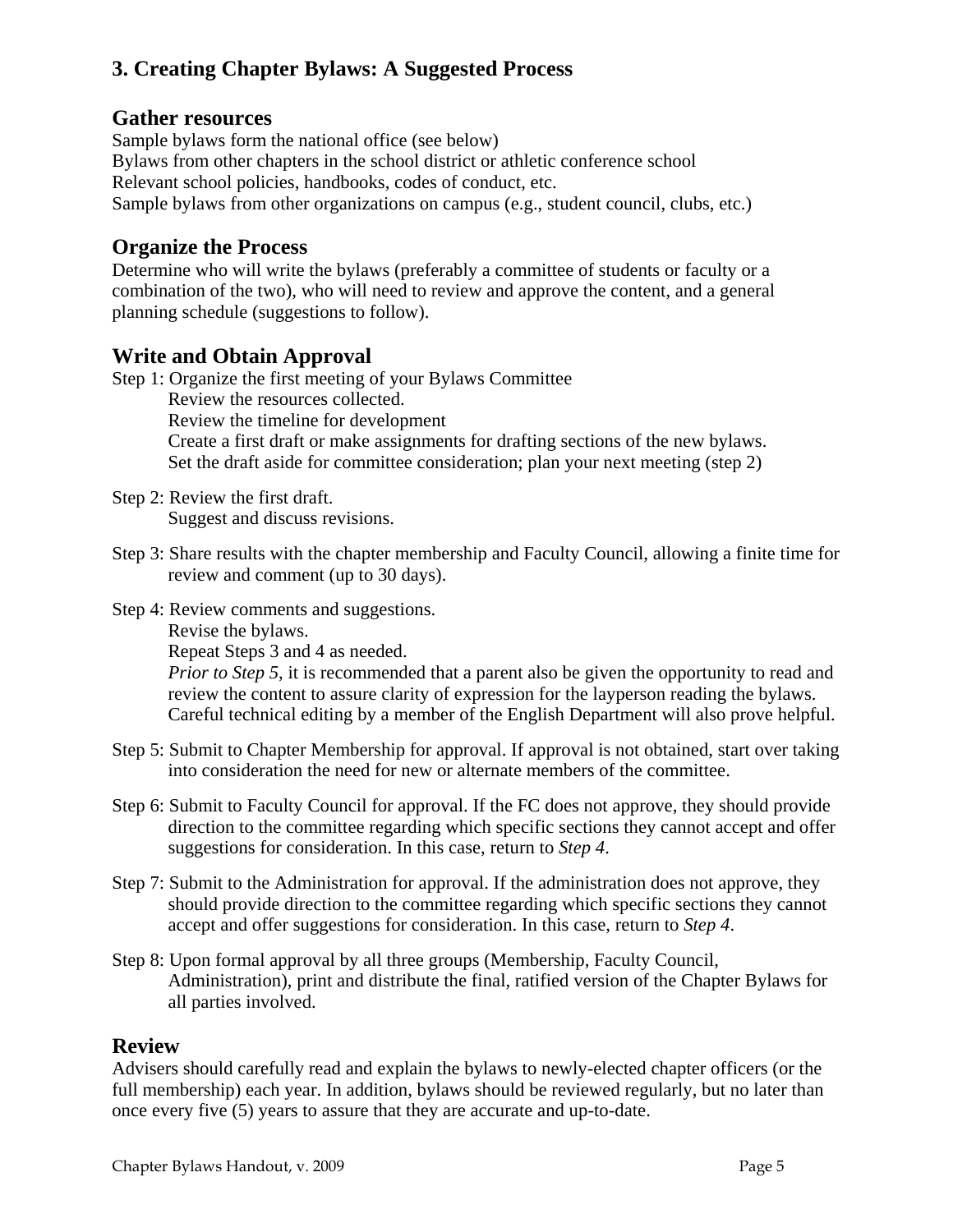## 3. Creating Chapter Bylaws: A Suggested Process

### Gather resources

Sample bylaws form the national office (see below)
Bylaws from other chapters in the school district or athletic conference school
Relevant school policies, handbooks, codes of conduct, etc.
Sample bylaws from other organizations on campus (e.g., student council, clubs, etc.)

### Organize the Process

Determine who will write the bylaws (preferably a committee of students or faculty or a combination of the two), who will need to review and approve the content, and a general planning schedule (suggestions to follow).

### Write and Obtain Approval

Step 1: Organize the first meeting of your Bylaws Committee
Review the resources collected.
Review the timeline for development
Create a first draft or make assignments for drafting sections of the new bylaws.
Set the draft aside for committee consideration; plan your next meeting (step 2)

Step 2: Review the first draft.
Suggest and discuss revisions.

Step 3: Share results with the chapter membership and Faculty Council, allowing a finite time for review and comment (up to 30 days).

Step 4: Review comments and suggestions.
Revise the bylaws.
Repeat Steps 3 and 4 as needed.
*Prior to Step 5*, it is recommended that a parent also be given the opportunity to read and review the content to assure clarity of expression for the layperson reading the bylaws. Careful technical editing by a member of the English Department will also prove helpful.

Step 5: Submit to Chapter Membership for approval. If approval is not obtained, start over taking into consideration the need for new or alternate members of the committee.

Step 6: Submit to Faculty Council for approval. If the FC does not approve, they should provide direction to the committee regarding which specific sections they cannot accept and offer suggestions for consideration. In this case, return to *Step 4*.

Step 7: Submit to the Administration for approval. If the administration does not approve, they should provide direction to the committee regarding which specific sections they cannot accept and offer suggestions for consideration. In this case, return to *Step 4*.

Step 8: Upon formal approval by all three groups (Membership, Faculty Council, Administration), print and distribute the final, ratified version of the Chapter Bylaws for all parties involved.

### Review

Advisers should carefully read and explain the bylaws to newly-elected chapter officers (or the full membership) each year. In addition, bylaws should be reviewed regularly, but no later than once every five (5) years to assure that they are accurate and up-to-date.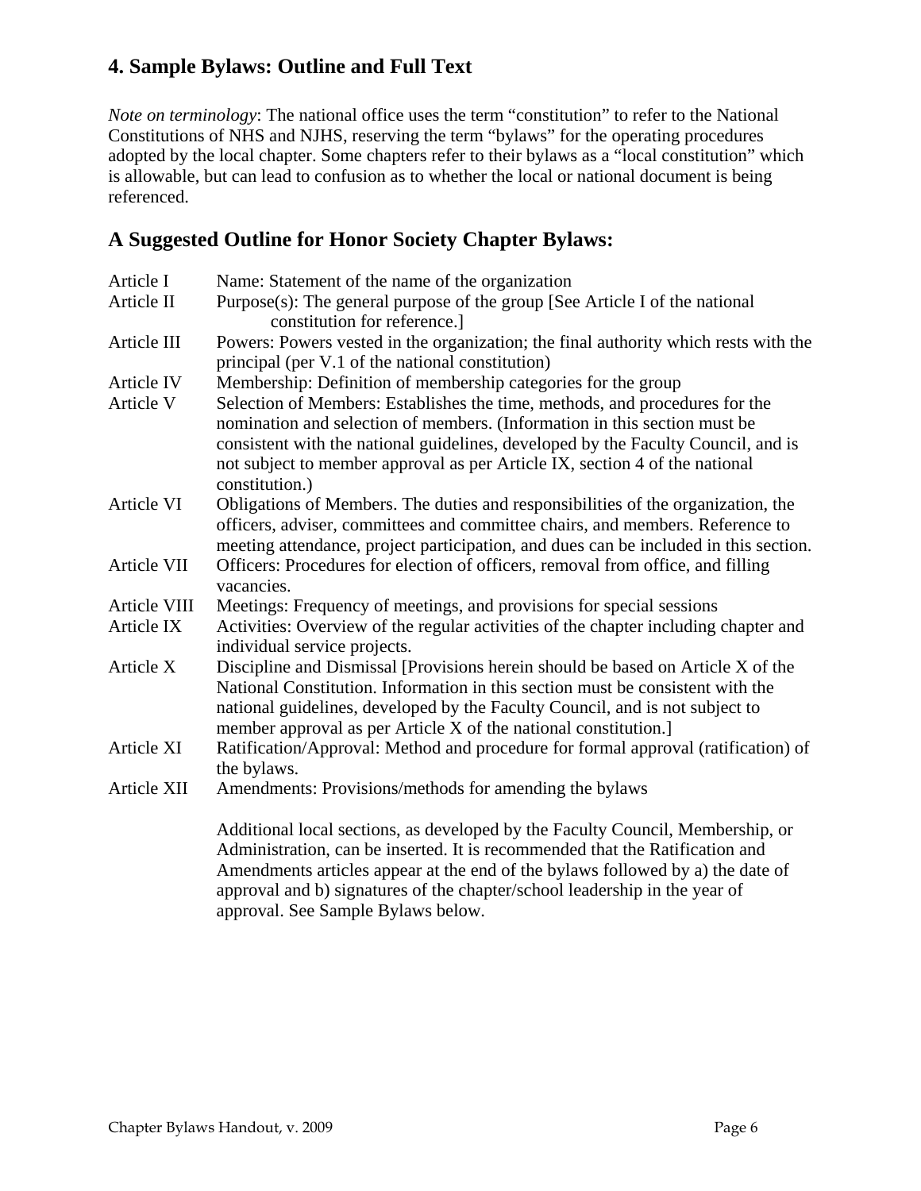## 4. Sample Bylaws: Outline and Full Text

*Note on terminology*: The national office uses the term "constitution" to refer to the National Constitutions of NHS and NJHS, reserving the term "bylaws" for the operating procedures adopted by the local chapter. Some chapters refer to their bylaws as a "local constitution" which is allowable, but can lead to confusion as to whether the local or national document is being referenced.

## A Suggested Outline for Honor Society Chapter Bylaws:

| | |
|---|---|
| Article I | Name: Statement of the name of the organization |
| Article II | Purpose(s): The general purpose of the group [See Article I of the national constitution for reference.] |
| Article III | Powers: Powers vested in the organization; the final authority which rests with the principal (per V.1 of the national constitution) |
| Article IV | Membership: Definition of membership categories for the group |
| Article V | Selection of Members: Establishes the time, methods, and procedures for the nomination and selection of members. (Information in this section must be consistent with the national guidelines, developed by the Faculty Council, and is not subject to member approval as per Article IX, section 4 of the national constitution.) |
| Article VI | Obligations of Members. The duties and responsibilities of the organization, the officers, adviser, committees and committee chairs, and members. Reference to meeting attendance, project participation, and dues can be included in this section. |
| Article VII | Officers: Procedures for election of officers, removal from office, and filling vacancies. |
| Article VIII | Meetings: Frequency of meetings, and provisions for special sessions |
| Article IX | Activities: Overview of the regular activities of the chapter including chapter and individual service projects. |
| Article X | Discipline and Dismissal [Provisions herein should be based on Article X of the National Constitution. Information in this section must be consistent with the national guidelines, developed by the Faculty Council, and is not subject to member approval as per Article X of the national constitution.] |
| Article XI | Ratification/Approval: Method and procedure for formal approval (ratification) of the bylaws. |
| Article XII | Amendments: Provisions/methods for amending the bylaws |

Additional local sections, as developed by the Faculty Council, Membership, or Administration, can be inserted. It is recommended that the Ratification and Amendments articles appear at the end of the bylaws followed by a) the date of approval and b) signatures of the chapter/school leadership in the year of approval. See Sample Bylaws below.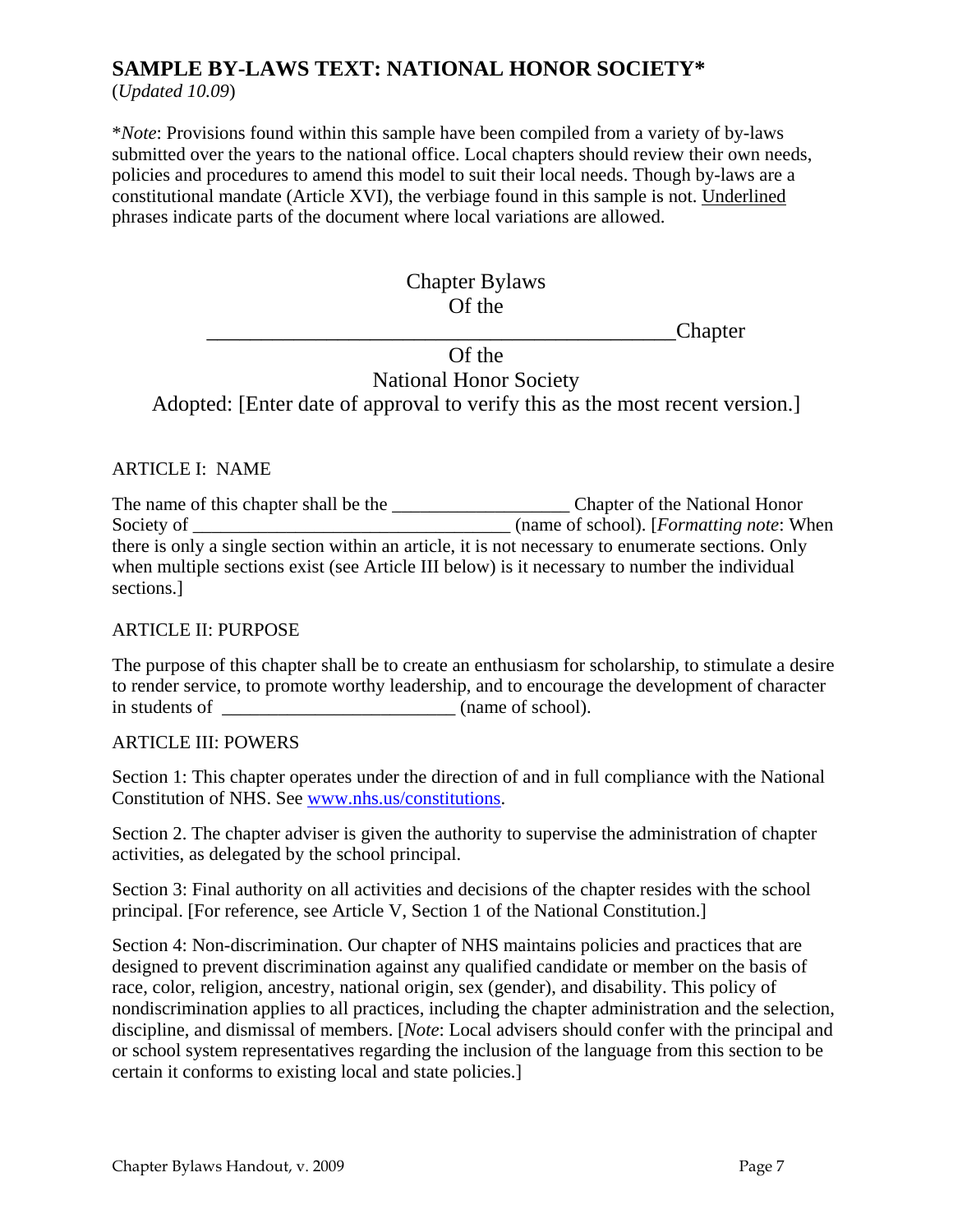## SAMPLE BY-LAWS TEXT: NATIONAL HONOR SOCIETY*

(*Updated 10.09*)

*Note*: Provisions found within this sample have been compiled from a variety of by-laws submitted over the years to the national office. Local chapters should review their own needs, policies and procedures to amend this model to suit their local needs. Though by-laws are a constitutional mandate (Article XVI), the verbiage found in this sample is not. <u>Underlined</u> phrases indicate parts of the document where local variations are allowed.

Chapter Bylaws
Of the
_____________________________________________Chapter
Of the
National Honor Society
Adopted: [Enter date of approval to verify this as the most recent version.]

ARTICLE I: NAME

The name of this chapter shall be the __________________ Chapter of the National Honor Society of _________________________________ (name of school). [*Formatting note*: When there is only a single section within an article, it is not necessary to enumerate sections. Only when multiple sections exist (see Article III below) is it necessary to number the individual sections.]

ARTICLE II: PURPOSE

The purpose of this chapter shall be to create an enthusiasm for scholarship, to stimulate a desire to render service, to promote worthy leadership, and to encourage the development of character in students of ________________________ (name of school).

ARTICLE III: POWERS

Section 1: This chapter operates under the direction of and in full compliance with the National Constitution of NHS. See www.nhs.us/constitutions.

Section 2. The chapter adviser is given the authority to supervise the administration of chapter activities, as delegated by the school principal.

Section 3: Final authority on all activities and decisions of the chapter resides with the school principal. [For reference, see Article V, Section 1 of the National Constitution.]

Section 4: Non-discrimination. Our chapter of NHS maintains policies and practices that are designed to prevent discrimination against any qualified candidate or member on the basis of race, color, religion, ancestry, national origin, sex (gender), and disability. This policy of nondiscrimination applies to all practices, including the chapter administration and the selection, discipline, and dismissal of members. [*Note*: Local advisers should confer with the principal and or school system representatives regarding the inclusion of the language from this section to be certain it conforms to existing local and state policies.]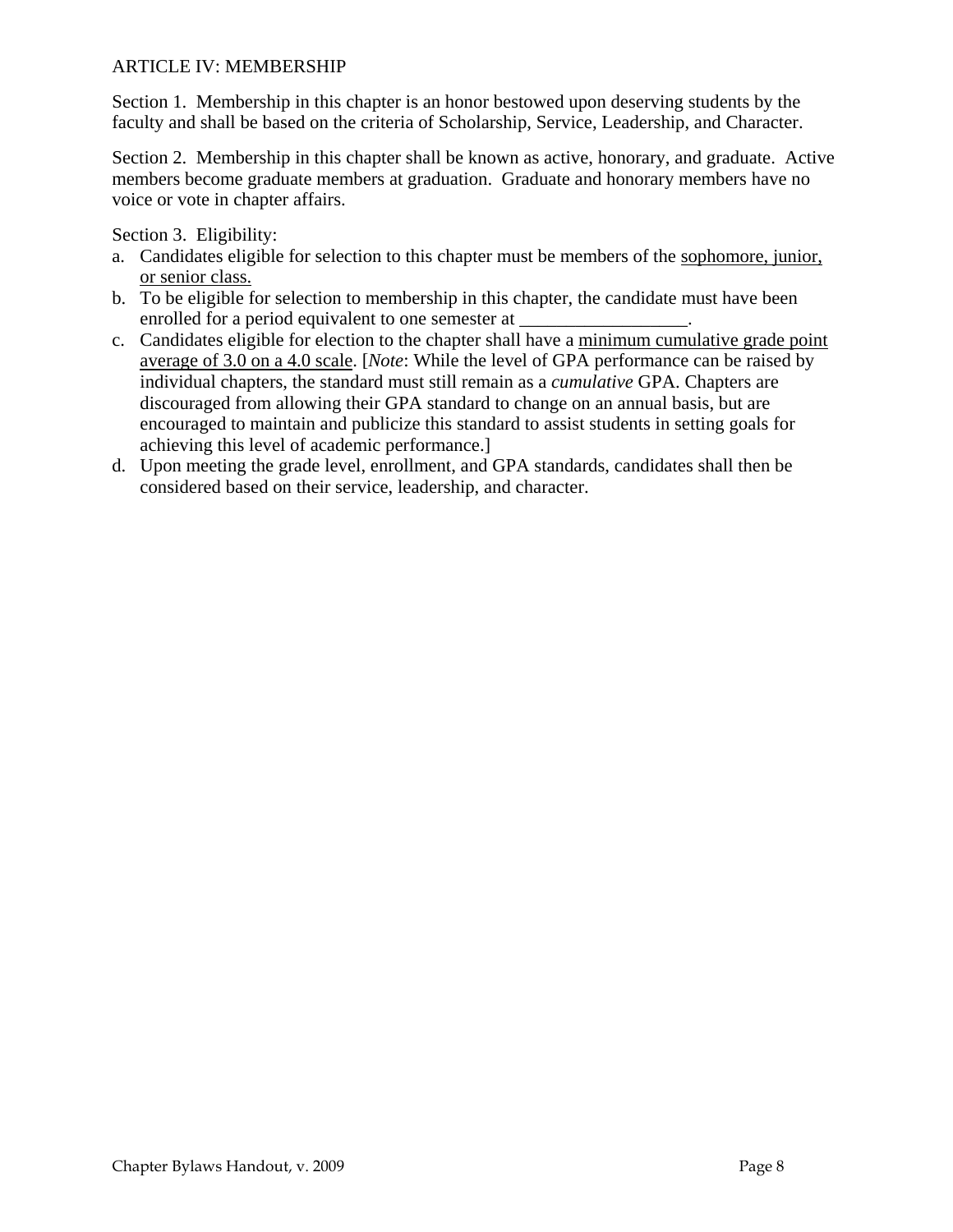## ARTICLE IV: MEMBERSHIP

Section 1. Membership in this chapter is an honor bestowed upon deserving students by the faculty and shall be based on the criteria of Scholarship, Service, Leadership, and Character.

Section 2. Membership in this chapter shall be known as active, honorary, and graduate. Active members become graduate members at graduation. Graduate and honorary members have no voice or vote in chapter affairs.

Section 3. Eligibility:

a. Candidates eligible for selection to this chapter must be members of the sophomore, junior, or senior class.
b. To be eligible for selection to membership in this chapter, the candidate must have been enrolled for a period equivalent to one semester at __________________.
c. Candidates eligible for election to the chapter shall have a minimum cumulative grade point average of 3.0 on a 4.0 scale. [*Note*: While the level of GPA performance can be raised by individual chapters, the standard must still remain as a *cumulative* GPA. Chapters are discouraged from allowing their GPA standard to change on an annual basis, but are encouraged to maintain and publicize this standard to assist students in setting goals for achieving this level of academic performance.]
d. Upon meeting the grade level, enrollment, and GPA standards, candidates shall then be considered based on their service, leadership, and character.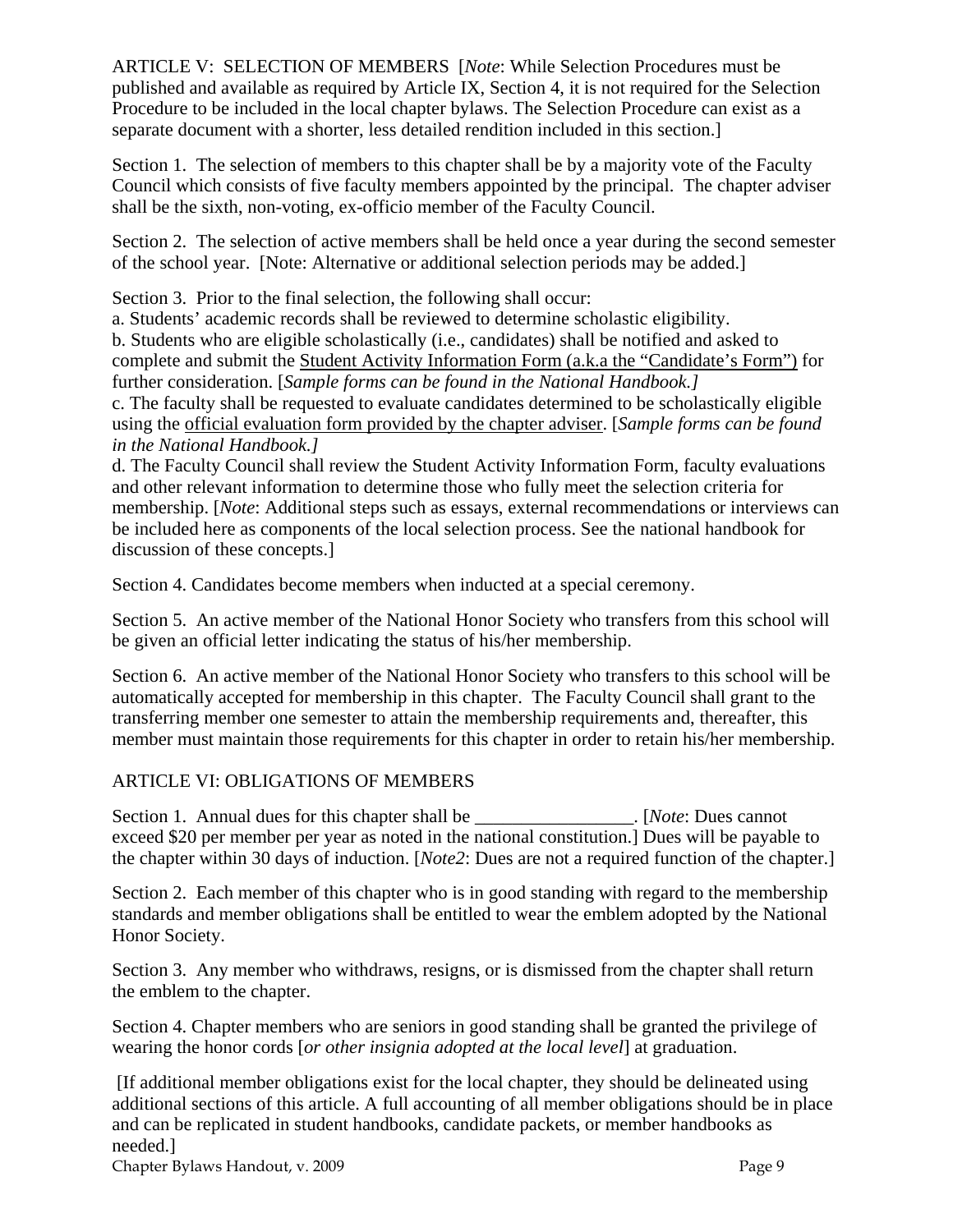ARTICLE V: SELECTION OF MEMBERS [*Note*: While Selection Procedures must be published and available as required by Article IX, Section 4, it is not required for the Selection Procedure to be included in the local chapter bylaws. The Selection Procedure can exist as a separate document with a shorter, less detailed rendition included in this section.]

Section 1. The selection of members to this chapter shall be by a majority vote of the Faculty Council which consists of five faculty members appointed by the principal. The chapter adviser shall be the sixth, non-voting, ex-officio member of the Faculty Council.

Section 2. The selection of active members shall be held once a year during the second semester of the school year. [Note: Alternative or additional selection periods may be added.]

Section 3. Prior to the final selection, the following shall occur:

a. Students' academic records shall be reviewed to determine scholastic eligibility.

b. Students who are eligible scholastically (i.e., candidates) shall be notified and asked to complete and submit the <u>Student Activity Information Form (a.k.a the "Candidate's Form")</u> for further consideration. [*Sample forms can be found in the National Handbook.]*

c. The faculty shall be requested to evaluate candidates determined to be scholastically eligible using the <u>official evaluation form provided by the chapter adviser</u>. [*Sample forms can be found in the National Handbook.]*

d. The Faculty Council shall review the Student Activity Information Form, faculty evaluations and other relevant information to determine those who fully meet the selection criteria for membership. [*Note*: Additional steps such as essays, external recommendations or interviews can be included here as components of the local selection process. See the national handbook for discussion of these concepts.]

Section 4. Candidates become members when inducted at a special ceremony.

Section 5. An active member of the National Honor Society who transfers from this school will be given an official letter indicating the status of his/her membership.

Section 6. An active member of the National Honor Society who transfers to this school will be automatically accepted for membership in this chapter. The Faculty Council shall grant to the transferring member one semester to attain the membership requirements and, thereafter, this member must maintain those requirements for this chapter in order to retain his/her membership.

ARTICLE VI: OBLIGATIONS OF MEMBERS

Section 1. Annual dues for this chapter shall be _________________. [*Note*: Dues cannot exceed $20 per member per year as noted in the national constitution.] Dues will be payable to the chapter within 30 days of induction. [*Note2*: Dues are not a required function of the chapter.]

Section 2. Each member of this chapter who is in good standing with regard to the membership standards and member obligations shall be entitled to wear the emblem adopted by the National Honor Society.

Section 3. Any member who withdraws, resigns, or is dismissed from the chapter shall return the emblem to the chapter.

Section 4. Chapter members who are seniors in good standing shall be granted the privilege of wearing the honor cords [*or other insignia adopted at the local level*] at graduation.

[If additional member obligations exist for the local chapter, they should be delineated using additional sections of this article. A full accounting of all member obligations should be in place and can be replicated in student handbooks, candidate packets, or member handbooks as needed.]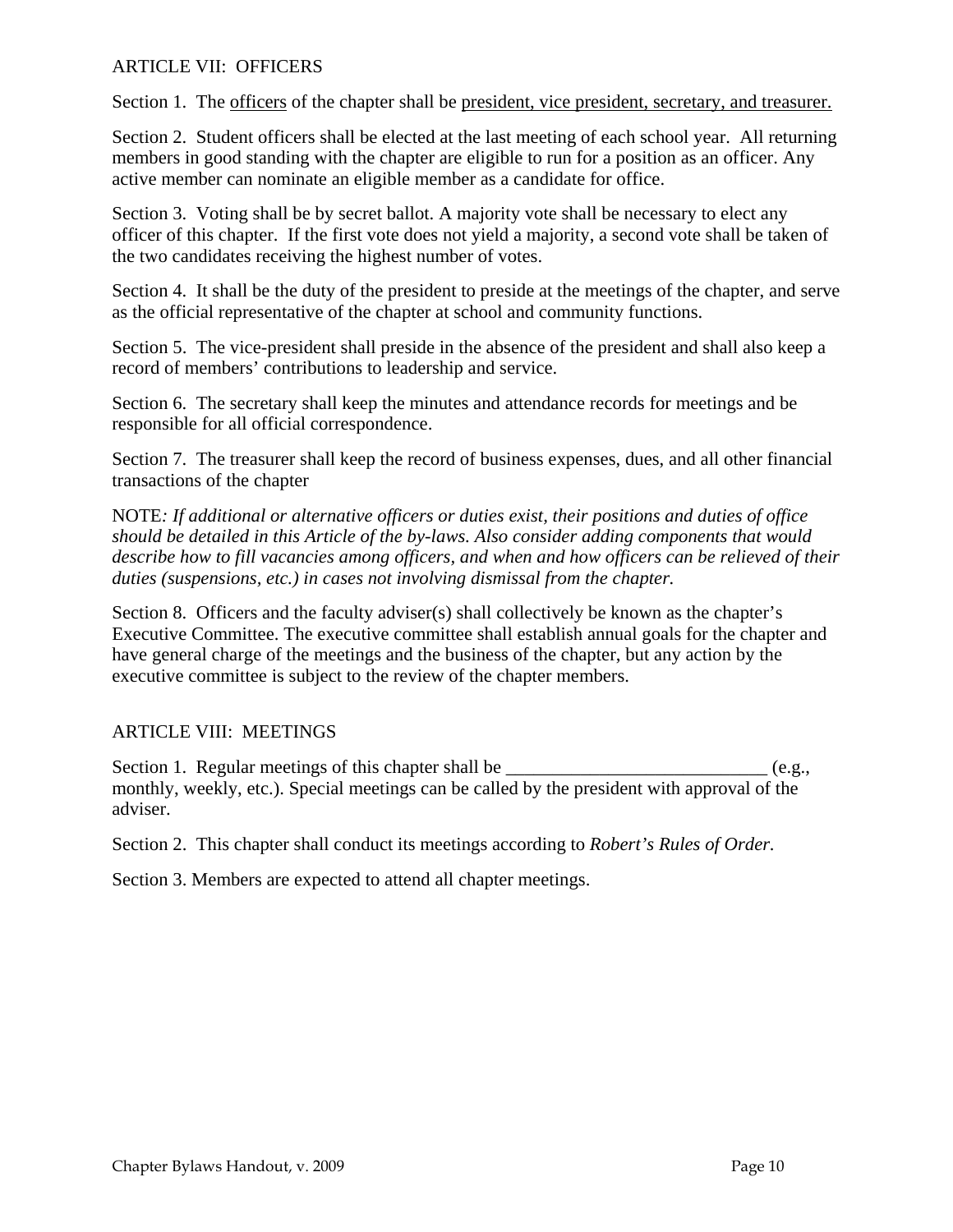## ARTICLE VII: OFFICERS

Section 1. The <u>officers</u> of the chapter shall be <u>president, vice president, secretary, and treasurer.</u>

Section 2. Student officers shall be elected at the last meeting of each school year. All returning members in good standing with the chapter are eligible to run for a position as an officer. Any active member can nominate an eligible member as a candidate for office.

Section 3. Voting shall be by secret ballot. A majority vote shall be necessary to elect any officer of this chapter. If the first vote does not yield a majority, a second vote shall be taken of the two candidates receiving the highest number of votes.

Section 4. It shall be the duty of the president to preside at the meetings of the chapter, and serve as the official representative of the chapter at school and community functions.

Section 5. The vice-president shall preside in the absence of the president and shall also keep a record of members' contributions to leadership and service.

Section 6. The secretary shall keep the minutes and attendance records for meetings and be responsible for all official correspondence.

Section 7. The treasurer shall keep the record of business expenses, dues, and all other financial transactions of the chapter

NOTE*: If additional or alternative officers or duties exist, their positions and duties of office should be detailed in this Article of the by-laws. Also consider adding components that would describe how to fill vacancies among officers, and when and how officers can be relieved of their duties (suspensions, etc.) in cases not involving dismissal from the chapter.*

Section 8. Officers and the faculty adviser(s) shall collectively be known as the chapter's Executive Committee. The executive committee shall establish annual goals for the chapter and have general charge of the meetings and the business of the chapter, but any action by the executive committee is subject to the review of the chapter members.

## ARTICLE VIII: MEETINGS

Section 1. Regular meetings of this chapter shall be ____________________________ (e.g., monthly, weekly, etc.). Special meetings can be called by the president with approval of the adviser.

Section 2. This chapter shall conduct its meetings according to *Robert's Rules of Order.*

Section 3. Members are expected to attend all chapter meetings.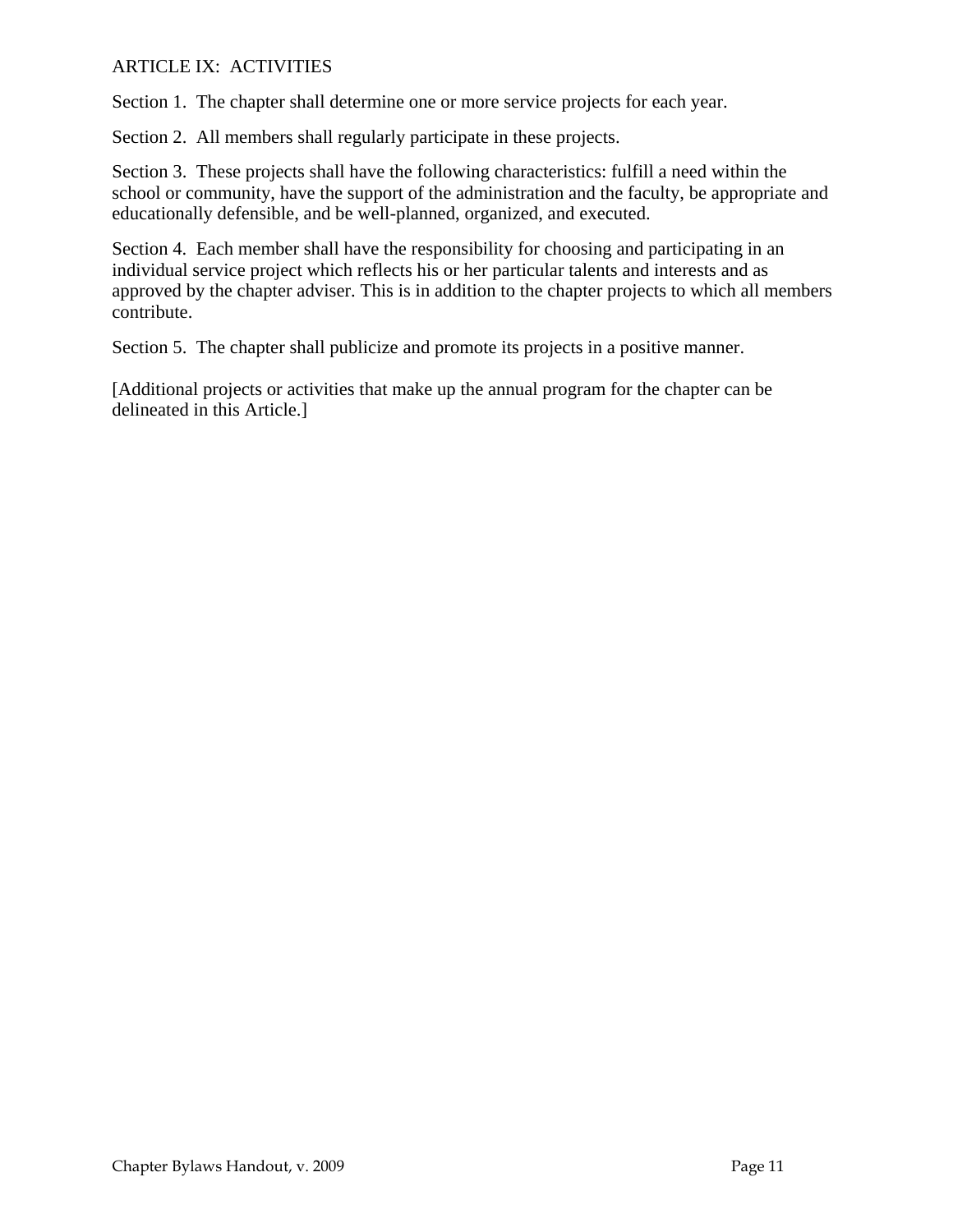## ARTICLE IX: ACTIVITIES

Section 1. The chapter shall determine one or more service projects for each year.

Section 2. All members shall regularly participate in these projects.

Section 3. These projects shall have the following characteristics: fulfill a need within the school or community, have the support of the administration and the faculty, be appropriate and educationally defensible, and be well-planned, organized, and executed.

Section 4. Each member shall have the responsibility for choosing and participating in an individual service project which reflects his or her particular talents and interests and as approved by the chapter adviser. This is in addition to the chapter projects to which all members contribute.

Section 5. The chapter shall publicize and promote its projects in a positive manner.

[Additional projects or activities that make up the annual program for the chapter can be delineated in this Article.]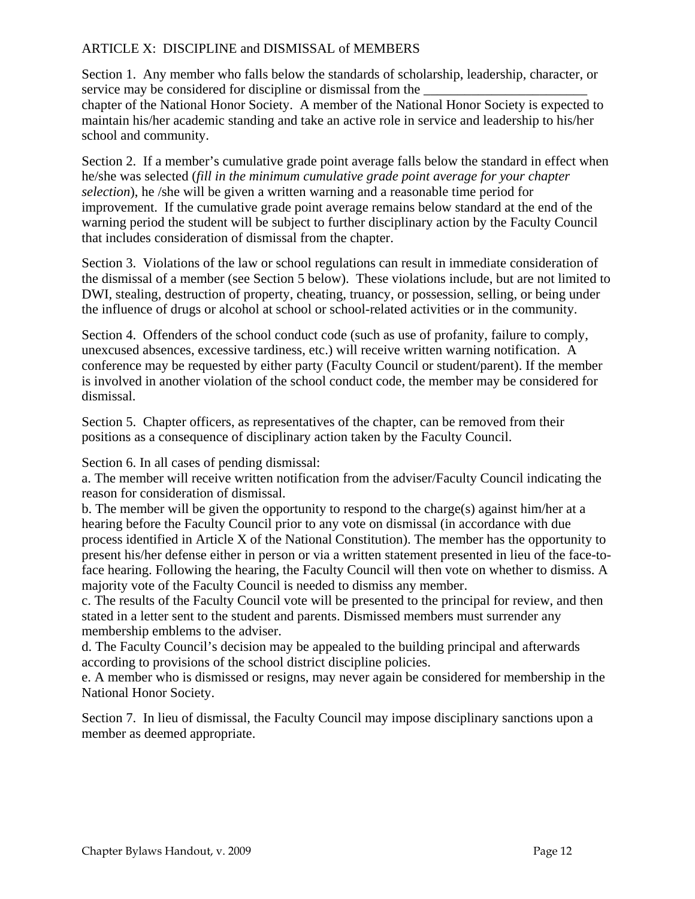## ARTICLE X: DISCIPLINE and DISMISSAL of MEMBERS

Section 1. Any member who falls below the standards of scholarship, leadership, character, or service may be considered for discipline or dismissal from the ________________________ chapter of the National Honor Society. A member of the National Honor Society is expected to maintain his/her academic standing and take an active role in service and leadership to his/her school and community.

Section 2. If a member's cumulative grade point average falls below the standard in effect when he/she was selected (*fill in the minimum cumulative grade point average for your chapter selection*), he /she will be given a written warning and a reasonable time period for improvement. If the cumulative grade point average remains below standard at the end of the warning period the student will be subject to further disciplinary action by the Faculty Council that includes consideration of dismissal from the chapter.

Section 3. Violations of the law or school regulations can result in immediate consideration of the dismissal of a member (see Section 5 below). These violations include, but are not limited to DWI, stealing, destruction of property, cheating, truancy, or possession, selling, or being under the influence of drugs or alcohol at school or school-related activities or in the community.

Section 4. Offenders of the school conduct code (such as use of profanity, failure to comply, unexcused absences, excessive tardiness, etc.) will receive written warning notification. A conference may be requested by either party (Faculty Council or student/parent). If the member is involved in another violation of the school conduct code, the member may be considered for dismissal.

Section 5. Chapter officers, as representatives of the chapter, can be removed from their positions as a consequence of disciplinary action taken by the Faculty Council.

Section 6. In all cases of pending dismissal:

a. The member will receive written notification from the adviser/Faculty Council indicating the reason for consideration of dismissal.

b. The member will be given the opportunity to respond to the charge(s) against him/her at a hearing before the Faculty Council prior to any vote on dismissal (in accordance with due process identified in Article X of the National Constitution). The member has the opportunity to present his/her defense either in person or via a written statement presented in lieu of the face-to-face hearing. Following the hearing, the Faculty Council will then vote on whether to dismiss. A majority vote of the Faculty Council is needed to dismiss any member.

c. The results of the Faculty Council vote will be presented to the principal for review, and then stated in a letter sent to the student and parents. Dismissed members must surrender any membership emblems to the adviser.

d. The Faculty Council's decision may be appealed to the building principal and afterwards according to provisions of the school district discipline policies.

e. A member who is dismissed or resigns, may never again be considered for membership in the National Honor Society.

Section 7. In lieu of dismissal, the Faculty Council may impose disciplinary sanctions upon a member as deemed appropriate.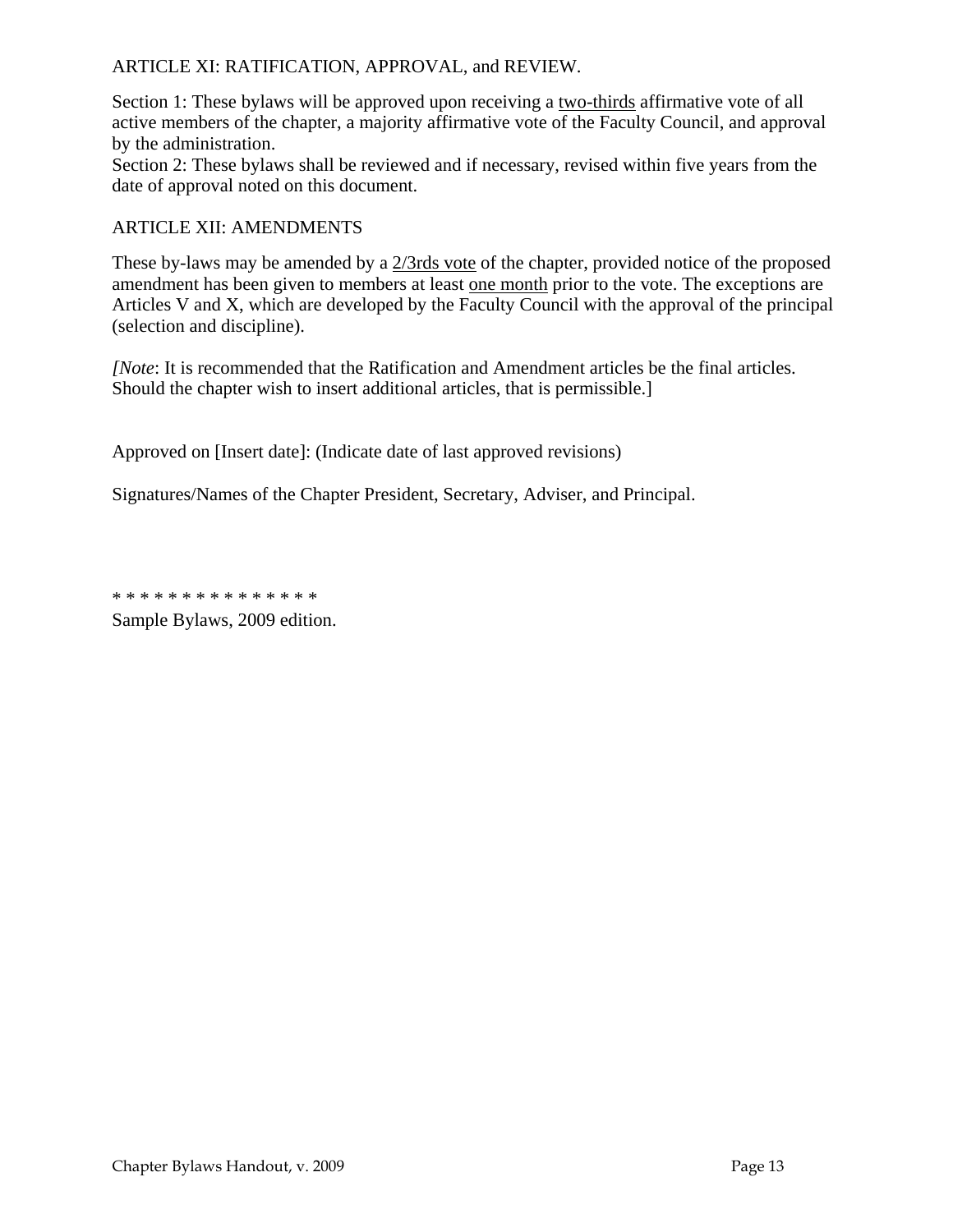ARTICLE XI: RATIFICATION, APPROVAL, and REVIEW.

Section 1: These bylaws will be approved upon receiving a <u>two-thirds</u> affirmative vote of all active members of the chapter, a majority affirmative vote of the Faculty Council, and approval by the administration.
Section 2: These bylaws shall be reviewed and if necessary, revised within five years from the date of approval noted on this document.

ARTICLE XII: AMENDMENTS

These by-laws may be amended by a <u>2/3rds vote</u> of the chapter, provided notice of the proposed amendment has been given to members at least <u>one month</u> prior to the vote. The exceptions are Articles V and X, which are developed by the Faculty Council with the approval of the principal (selection and discipline).

*[Note*: It is recommended that the Ratification and Amendment articles be the final articles. Should the chapter wish to insert additional articles, that is permissible.]

Approved on [Insert date]: (Indicate date of last approved revisions)

Signatures/Names of the Chapter President, Secretary, Adviser, and Principal.

* * * * * * * * * * * * * * *
Sample Bylaws, 2009 edition.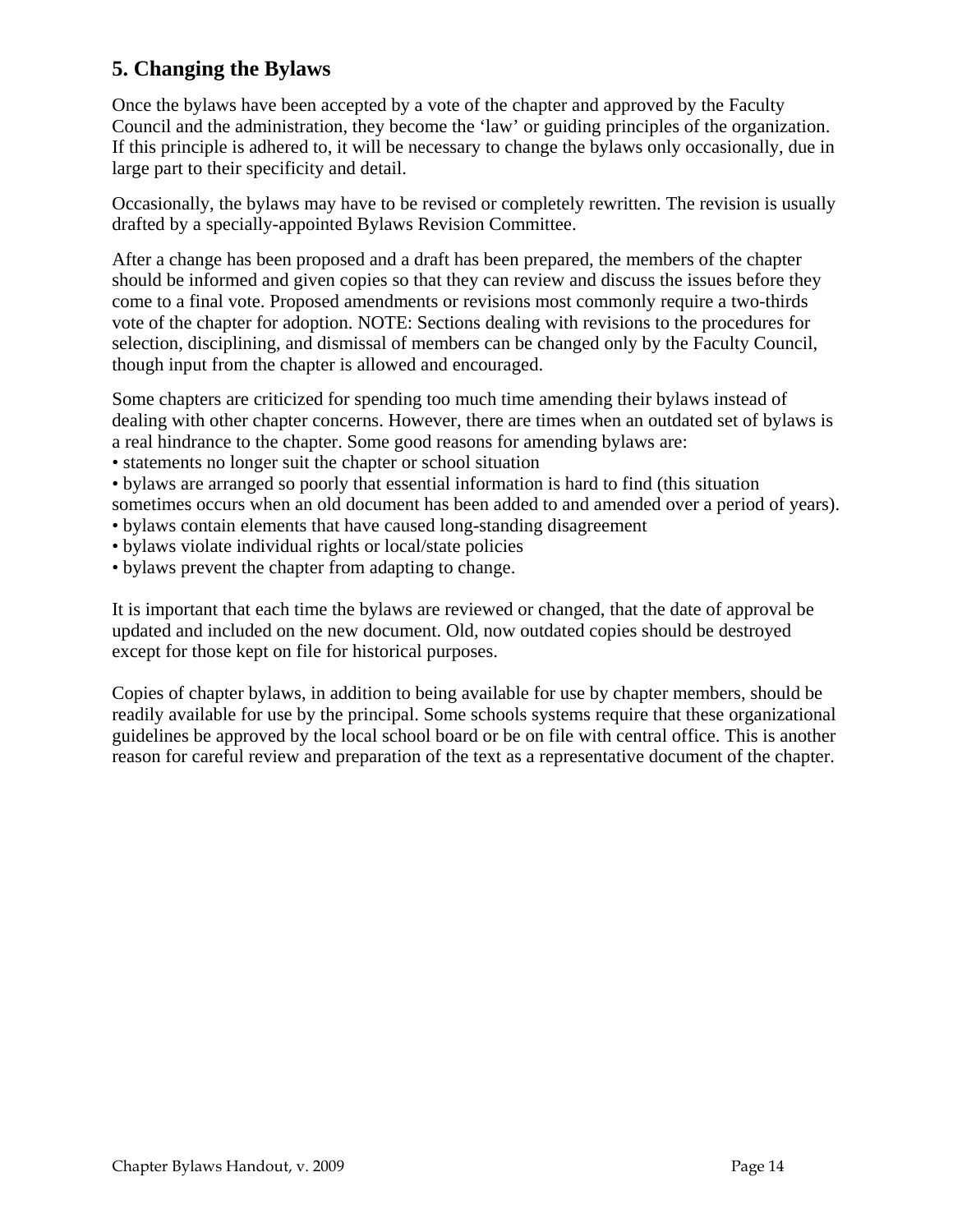## 5. Changing the Bylaws

Once the bylaws have been accepted by a vote of the chapter and approved by the Faculty Council and the administration, they become the 'law' or guiding principles of the organization. If this principle is adhered to, it will be necessary to change the bylaws only occasionally, due in large part to their specificity and detail.

Occasionally, the bylaws may have to be revised or completely rewritten. The revision is usually drafted by a specially-appointed Bylaws Revision Committee.

After a change has been proposed and a draft has been prepared, the members of the chapter should be informed and given copies so that they can review and discuss the issues before they come to a final vote. Proposed amendments or revisions most commonly require a two-thirds vote of the chapter for adoption. NOTE: Sections dealing with revisions to the procedures for selection, disciplining, and dismissal of members can be changed only by the Faculty Council, though input from the chapter is allowed and encouraged.

Some chapters are criticized for spending too much time amending their bylaws instead of dealing with other chapter concerns. However, there are times when an outdated set of bylaws is a real hindrance to the chapter. Some good reasons for amending bylaws are:

- statements no longer suit the chapter or school situation
- bylaws are arranged so poorly that essential information is hard to find (this situation sometimes occurs when an old document has been added to and amended over a period of years).
- bylaws contain elements that have caused long-standing disagreement
- bylaws violate individual rights or local/state policies
- bylaws prevent the chapter from adapting to change.

It is important that each time the bylaws are reviewed or changed, that the date of approval be updated and included on the new document. Old, now outdated copies should be destroyed except for those kept on file for historical purposes.

Copies of chapter bylaws, in addition to being available for use by chapter members, should be readily available for use by the principal. Some schools systems require that these organizational guidelines be approved by the local school board or be on file with central office. This is another reason for careful review and preparation of the text as a representative document of the chapter.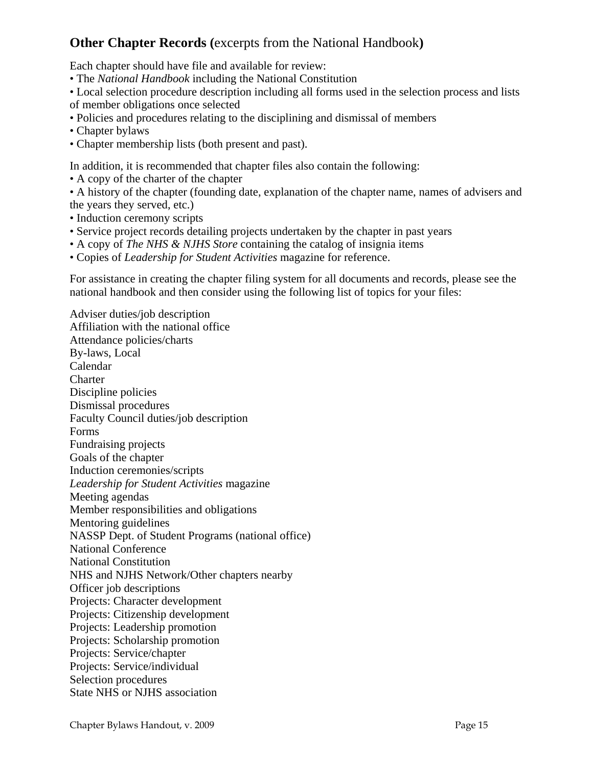## **Other Chapter Records (**excerpts from the National Handbook**)**

Each chapter should have file and available for review:
- The *National Handbook* including the National Constitution
- Local selection procedure description including all forms used in the selection process and lists of member obligations once selected
- Policies and procedures relating to the disciplining and dismissal of members
- Chapter bylaws
- Chapter membership lists (both present and past).

In addition, it is recommended that chapter files also contain the following:
- A copy of the charter of the chapter
- A history of the chapter (founding date, explanation of the chapter name, names of advisers and the years they served, etc.)
- Induction ceremony scripts
- Service project records detailing projects undertaken by the chapter in past years
- A copy of *The NHS & NJHS Store* containing the catalog of insignia items
- Copies of *Leadership for Student Activities* magazine for reference.

For assistance in creating the chapter filing system for all documents and records, please see the national handbook and then consider using the following list of topics for your files:

Adviser duties/job description
Affiliation with the national office
Attendance policies/charts
By-laws, Local
Calendar
Charter
Discipline policies
Dismissal procedures
Faculty Council duties/job description
Forms
Fundraising projects
Goals of the chapter
Induction ceremonies/scripts
*Leadership for Student Activities* magazine
Meeting agendas
Member responsibilities and obligations
Mentoring guidelines
NASSP Dept. of Student Programs (national office)
National Conference
National Constitution
NHS and NJHS Network/Other chapters nearby
Officer job descriptions
Projects: Character development
Projects: Citizenship development
Projects: Leadership promotion
Projects: Scholarship promotion
Projects: Service/chapter
Projects: Service/individual
Selection procedures
State NHS or NJHS association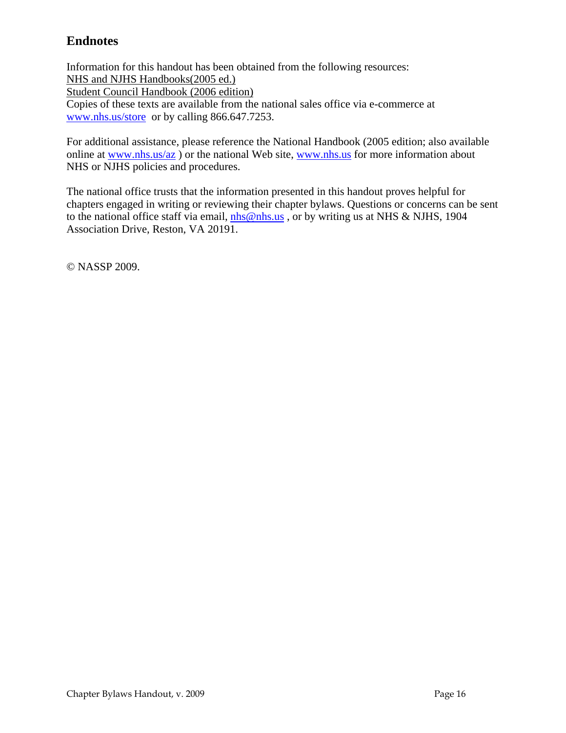## Endnotes

Information for this handout has been obtained from the following resources:
NHS and NJHS Handbooks(2005 ed.)
Student Council Handbook (2006 edition)
Copies of these texts are available from the national sales office via e-commerce at www.nhs.us/store or by calling 866.647.7253.

For additional assistance, please reference the National Handbook (2005 edition; also available online at www.nhs.us/az ) or the national Web site, www.nhs.us for more information about NHS or NJHS policies and procedures.

The national office trusts that the information presented in this handout proves helpful for chapters engaged in writing or reviewing their chapter bylaws. Questions or concerns can be sent to the national office staff via email, nhs@nhs.us , or by writing us at NHS & NJHS, 1904 Association Drive, Reston, VA 20191.

© NASSP 2009.